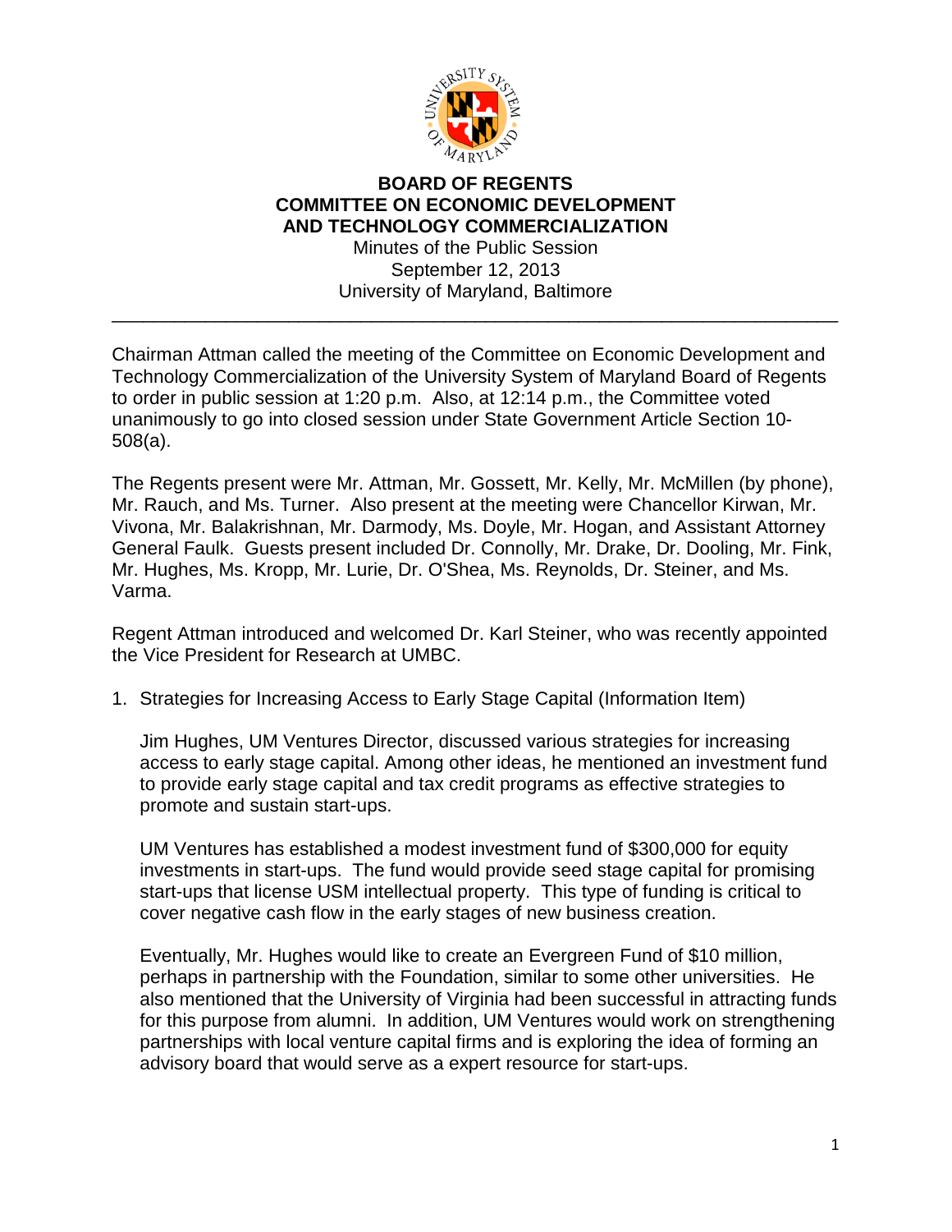**BOARD OF REGENTS**
**COMMITTEE ON ECONOMIC DEVELOPMENT**
**AND TECHNOLOGY COMMERCIALIZATION**

Minutes of the Public Session
September 12, 2013
University of Maryland, Baltimore

---

Chairman Attman called the meeting of the Committee on Economic Development and Technology Commercialization of the University System of Maryland Board of Regents to order in public session at 1:20 p.m. Also, at 12:14 p.m., the Committee voted unanimously to go into closed session under State Government Article Section 10-508(a).

The Regents present were Mr. Attman, Mr. Gossett, Mr. Kelly, Mr. McMillen (by phone), Mr. Rauch, and Ms. Turner. Also present at the meeting were Chancellor Kirwan, Mr. Vivona, Mr. Balakrishnan, Mr. Darmody, Ms. Doyle, Mr. Hogan, and Assistant Attorney General Faulk. Guests present included Dr. Connolly, Mr. Drake, Dr. Dooling, Mr. Fink, Mr. Hughes, Ms. Kropp, Mr. Lurie, Dr. O'Shea, Ms. Reynolds, Dr. Steiner, and Ms. Varma.

Regent Attman introduced and welcomed Dr. Karl Steiner, who was recently appointed the Vice President for Research at UMBC.

1. Strategies for Increasing Access to Early Stage Capital (Information Item)

   Jim Hughes, UM Ventures Director, discussed various strategies for increasing access to early stage capital. Among other ideas, he mentioned an investment fund to provide early stage capital and tax credit programs as effective strategies to promote and sustain start-ups.

   UM Ventures has established a modest investment fund of $300,000 for equity investments in start-ups. The fund would provide seed stage capital for promising start-ups that license USM intellectual property. This type of funding is critical to cover negative cash flow in the early stages of new business creation.

   Eventually, Mr. Hughes would like to create an Evergreen Fund of $10 million, perhaps in partnership with the Foundation, similar to some other universities. He also mentioned that the University of Virginia had been successful in attracting funds for this purpose from alumni. In addition, UM Ventures would work on strengthening partnerships with local venture capital firms and is exploring the idea of forming an advisory board that would serve as a expert resource for start-ups.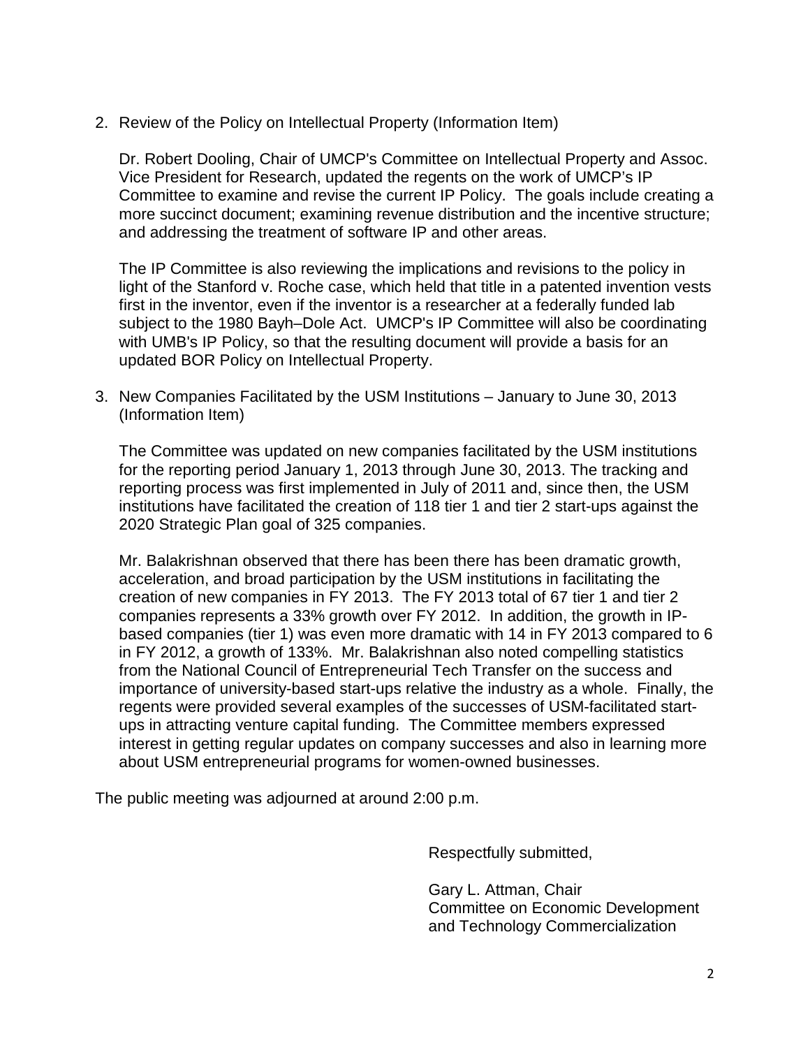2. Review of the Policy on Intellectual Property (Information Item)

   Dr. Robert Dooling, Chair of UMCP's Committee on Intellectual Property and Assoc. Vice President for Research, updated the regents on the work of UMCP's IP Committee to examine and revise the current IP Policy. The goals include creating a more succinct document; examining revenue distribution and the incentive structure; and addressing the treatment of software IP and other areas.

   The IP Committee is also reviewing the implications and revisions to the policy in light of the Stanford v. Roche case, which held that title in a patented invention vests first in the inventor, even if the inventor is a researcher at a federally funded lab subject to the 1980 Bayh–Dole Act. UMCP's IP Committee will also be coordinating with UMB's IP Policy, so that the resulting document will provide a basis for an updated BOR Policy on Intellectual Property.

3. New Companies Facilitated by the USM Institutions – January to June 30, 2013 (Information Item)

   The Committee was updated on new companies facilitated by the USM institutions for the reporting period January 1, 2013 through June 30, 2013. The tracking and reporting process was first implemented in July of 2011 and, since then, the USM institutions have facilitated the creation of 118 tier 1 and tier 2 start-ups against the 2020 Strategic Plan goal of 325 companies.

   Mr. Balakrishnan observed that there has been there has been dramatic growth, acceleration, and broad participation by the USM institutions in facilitating the creation of new companies in FY 2013. The FY 2013 total of 67 tier 1 and tier 2 companies represents a 33% growth over FY 2012. In addition, the growth in IP-based companies (tier 1) was even more dramatic with 14 in FY 2013 compared to 6 in FY 2012, a growth of 133%. Mr. Balakrishnan also noted compelling statistics from the National Council of Entrepreneurial Tech Transfer on the success and importance of university-based start-ups relative the industry as a whole. Finally, the regents were provided several examples of the successes of USM-facilitated start-ups in attracting venture capital funding. The Committee members expressed interest in getting regular updates on company successes and also in learning more about USM entrepreneurial programs for women-owned businesses.

The public meeting was adjourned at around 2:00 p.m.

Respectfully submitted,

Gary L. Attman, Chair
Committee on Economic Development and Technology Commercialization